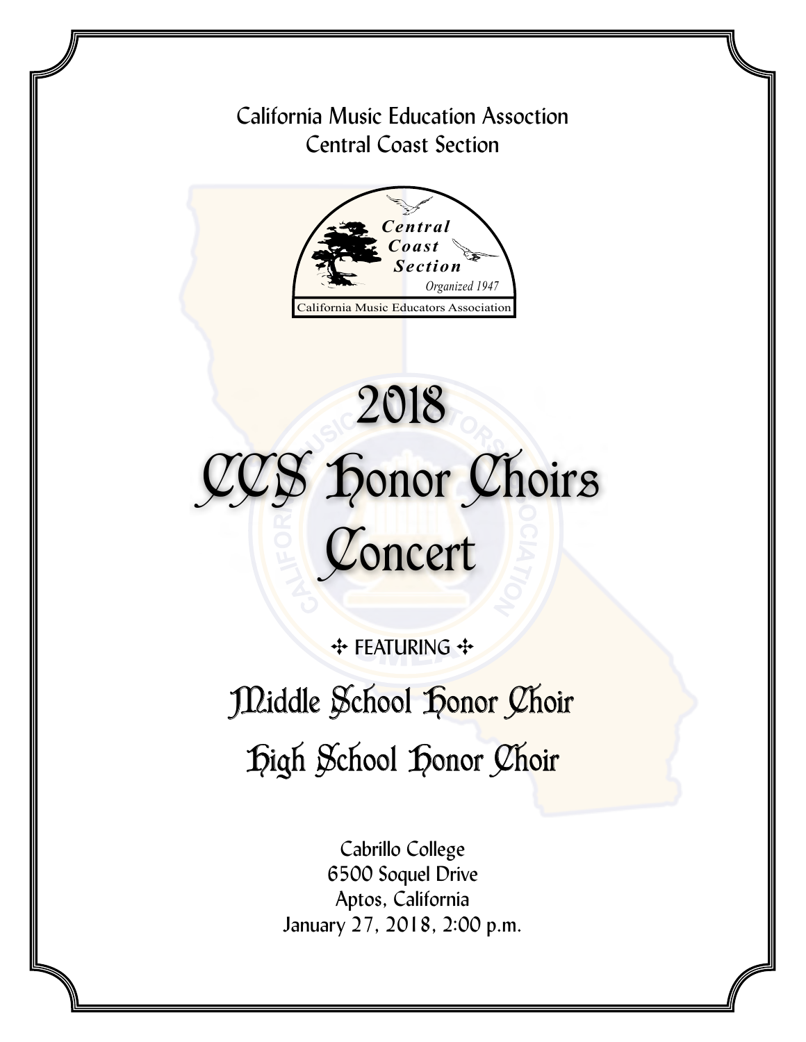California Music Education Assoction
Central Coast Section

Central Coast Section
Organized 1947
California Music Educators Association

# 2018
# CCS Honor Choirs Concert

✣ FEATURING ✣

## Middle School Honor Choir

## High School Honor Choir

Cabrillo College
6500 Soquel Drive
Aptos, California
January 27, 2018, 2:00 p.m.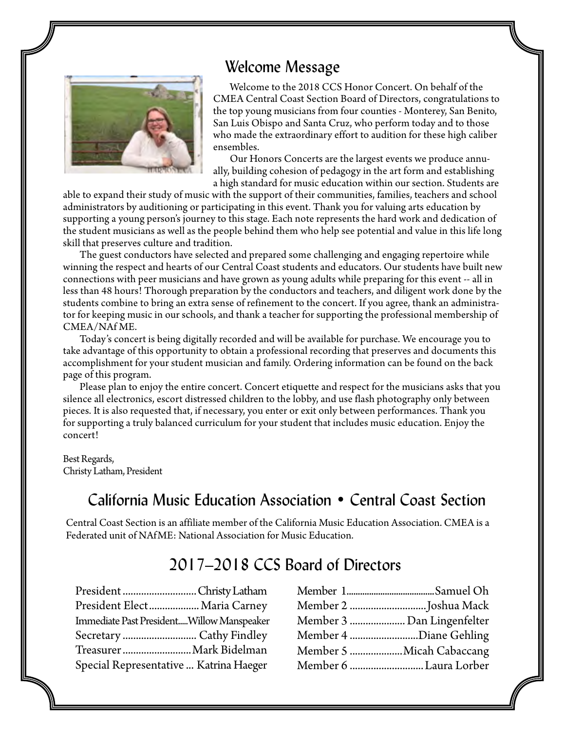## Welcome Message

Welcome to the 2018 CCS Honor Concert. On behalf of the CMEA Central Coast Section Board of Directors, congratulations to the top young musicians from four counties - Monterey, San Benito, San Luis Obispo and Santa Cruz, who perform today and to those who made the extraordinary effort to audition for these high caliber ensembles.

Our Honors Concerts are the largest events we produce annually, building cohesion of pedagogy in the art form and establishing a high standard for music education within our section. Students are able to expand their study of music with the support of their communities, families, teachers and school administrators by auditioning or participating in this event. Thank you for valuing arts education by supporting a young person's journey to this stage. Each note represents the hard work and dedication of the student musicians as well as the people behind them who help see potential and value in this life long skill that preserves culture and tradition.

The guest conductors have selected and prepared some challenging and engaging repertoire while winning the respect and hearts of our Central Coast students and educators. Our students have built new connections with peer musicians and have grown as young adults while preparing for this event -- all in less than 48 hours! Thorough preparation by the conductors and teachers, and diligent work done by the students combine to bring an extra sense of refinement to the concert. If you agree, thank an administrator for keeping music in our schools, and thank a teacher for supporting the professional membership of CMEA/NAf ME.

Today's concert is being digitally recorded and will be available for purchase. We encourage you to take advantage of this opportunity to obtain a professional recording that preserves and documents this accomplishment for your student musician and family. Ordering information can be found on the back page of this program.

Please plan to enjoy the entire concert. Concert etiquette and respect for the musicians asks that you silence all electronics, escort distressed children to the lobby, and use flash photography only between pieces. It is also requested that, if necessary, you enter or exit only between performances. Thank you for supporting a truly balanced curriculum for your student that includes music education. Enjoy the concert!

Best Regards,
Christy Latham, President

## California Music Education Association • Central Coast Section

Central Coast Section is an affiliate member of the California Music Education Association. CMEA is a Federated unit of NAfME: National Association for Music Education.

## 2017–2018 CCS Board of Directors

President ............................ Christy Latham
President Elect .................. Maria Carney
Immediate Past President..... Willow Manspeaker
Secretary ............................ Cathy Findley
Treasurer .......................... Mark Bidelman
Special Representative ... Katrina Haeger

Member 1 ........................................ Samuel Oh
Member 2 ............................ Joshua Mack
Member 3 ..................... Dan Lingenfelter
Member 4 .......................... Diane Gehling
Member 5 .................... Micah Cabaccang
Member 6 ............................ Laura Lorber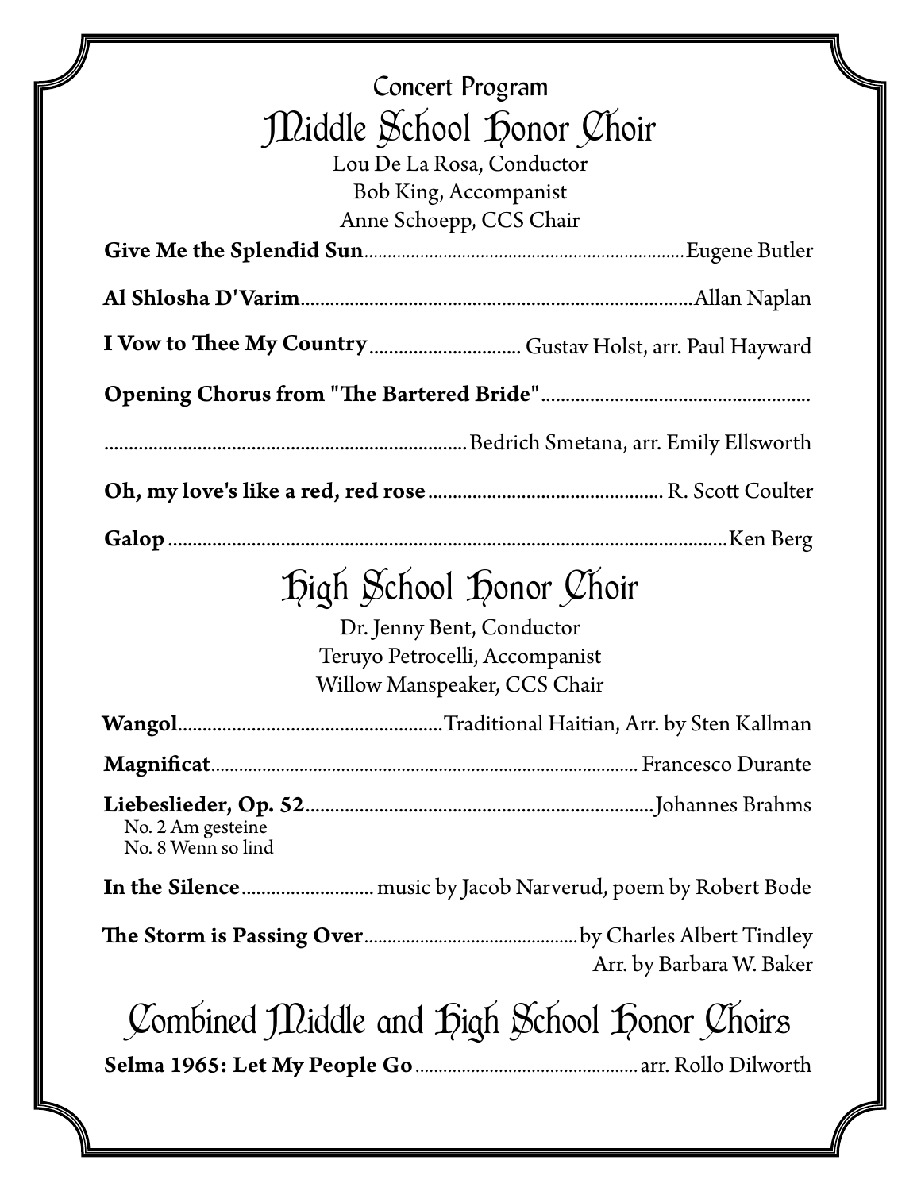Concert Program

# Middle School Honor Choir

Lou De La Rosa, Conductor
Bob King, Accompanist
Anne Schoepp, CCS Chair

**Give Me the Splendid Sun**........Eugene Butler

**Al Shlosha D'Varim**........Allan Naplan

**I Vow to Thee My Country**........Gustav Holst, arr. Paul Hayward

**Opening Chorus from "The Bartered Bride"**........

........Bedrich Smetana, arr. Emily Ellsworth

**Oh, my love's like a red, red rose**........R. Scott Coulter

**Galop**........Ken Berg

# High School Honor Choir

Dr. Jenny Bent, Conductor
Teruyo Petrocelli, Accompanist
Willow Manspeaker, CCS Chair

**Wangol**........Traditional Haitian, Arr. by Sten Kallman

**Magnificat**........Francesco Durante

**Liebeslieder, Op. 52**........Johannes Brahms
No. 2 Am gesteine
No. 8 Wenn so lind

**In the Silence**........music by Jacob Narverud, poem by Robert Bode

**The Storm is Passing Over**........by Charles Albert Tindley
Arr. by Barbara W. Baker

# Combined Middle and High School Honor Choirs

**Selma 1965: Let My People Go**........arr. Rollo Dilworth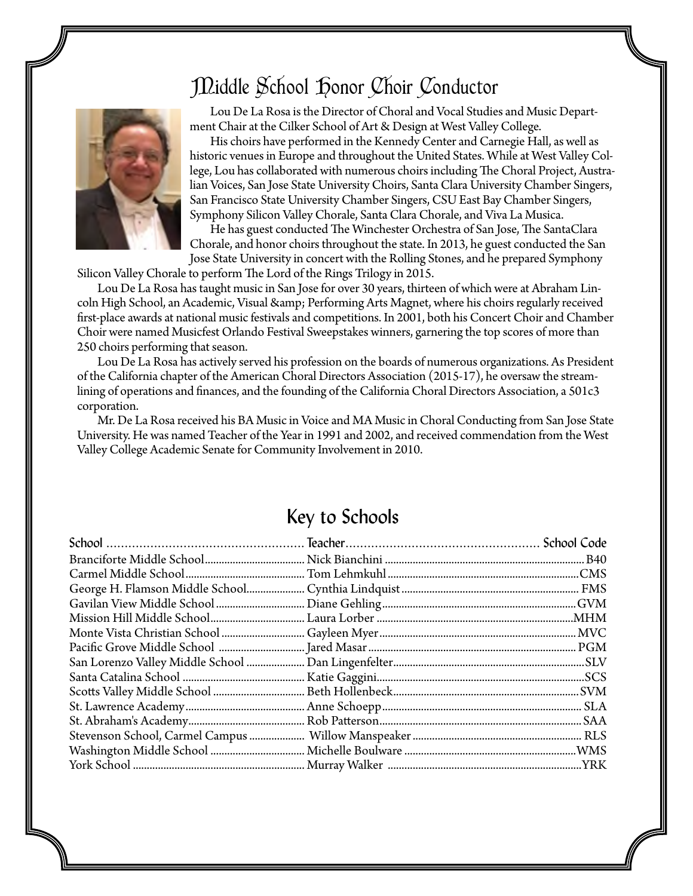## Middle School Honor Choir Conductor

Lou De La Rosa is the Director of Choral and Vocal Studies and Music Department Chair at the Cilker School of Art & Design at West Valley College.

His choirs have performed in the Kennedy Center and Carnegie Hall, as well as historic venues in Europe and throughout the United States. While at West Valley College, Lou has collaborated with numerous choirs including The Choral Project, Australian Voices, San Jose State University Choirs, Santa Clara University Chamber Singers, San Francisco State University Chamber Singers, CSU East Bay Chamber Singers, Symphony Silicon Valley Chorale, Santa Clara Chorale, and Viva La Musica.

He has guest conducted The Winchester Orchestra of San Jose, The SantaClara Chorale, and honor choirs throughout the state. In 2013, he guest conducted the San Jose State University in concert with the Rolling Stones, and he prepared Symphony Silicon Valley Chorale to perform The Lord of the Rings Trilogy in 2015.

Lou De La Rosa has taught music in San Jose for over 30 years, thirteen of which were at Abraham Lincoln High School, an Academic, Visual &amp; Performing Arts Magnet, where his choirs regularly received first-place awards at national music festivals and competitions. In 2001, both his Concert Choir and Chamber Choir were named Musicfest Orlando Festival Sweepstakes winners, garnering the top scores of more than 250 choirs performing that season.

Lou De La Rosa has actively served his profession on the boards of numerous organizations. As President of the California chapter of the American Choral Directors Association (2015-17), he oversaw the streamlining of operations and finances, and the founding of the California Choral Directors Association, a 501c3 corporation.

Mr. De La Rosa received his BA Music in Voice and MA Music in Choral Conducting from San Jose State University. He was named Teacher of the Year in 1991 and 2002, and received commendation from the West Valley College Academic Senate for Community Involvement in 2010.

## Key to Schools

| School | Teacher | School Code |
|---|---|---|
| Branciforte Middle School | Nick Bianchini | B40 |
| Carmel Middle School | Tom Lehmkuhl | CMS |
| George H. Flamson Middle School | Cynthia Lindquist | FMS |
| Gavilan View Middle School | Diane Gehling | GVM |
| Mission Hill Middle School | Laura Lorber | MHM |
| Monte Vista Christian School | Gayleen Myer | MVC |
| Pacific Grove Middle School | Jared Masar | PGM |
| San Lorenzo Valley Middle School | Dan Lingenfelter | SLV |
| Santa Catalina School | Katie Gaggini | SCS |
| Scotts Valley Middle School | Beth Hollenbeck | SVM |
| St. Lawrence Academy | Anne Schoepp | SLA |
| St. Abraham's Academy | Rob Patterson | SAA |
| Stevenson School, Carmel Campus | Willow Manspeaker | RLS |
| Washington Middle School | Michelle Boulware | WMS |
| York School | Murray Walker | YRK |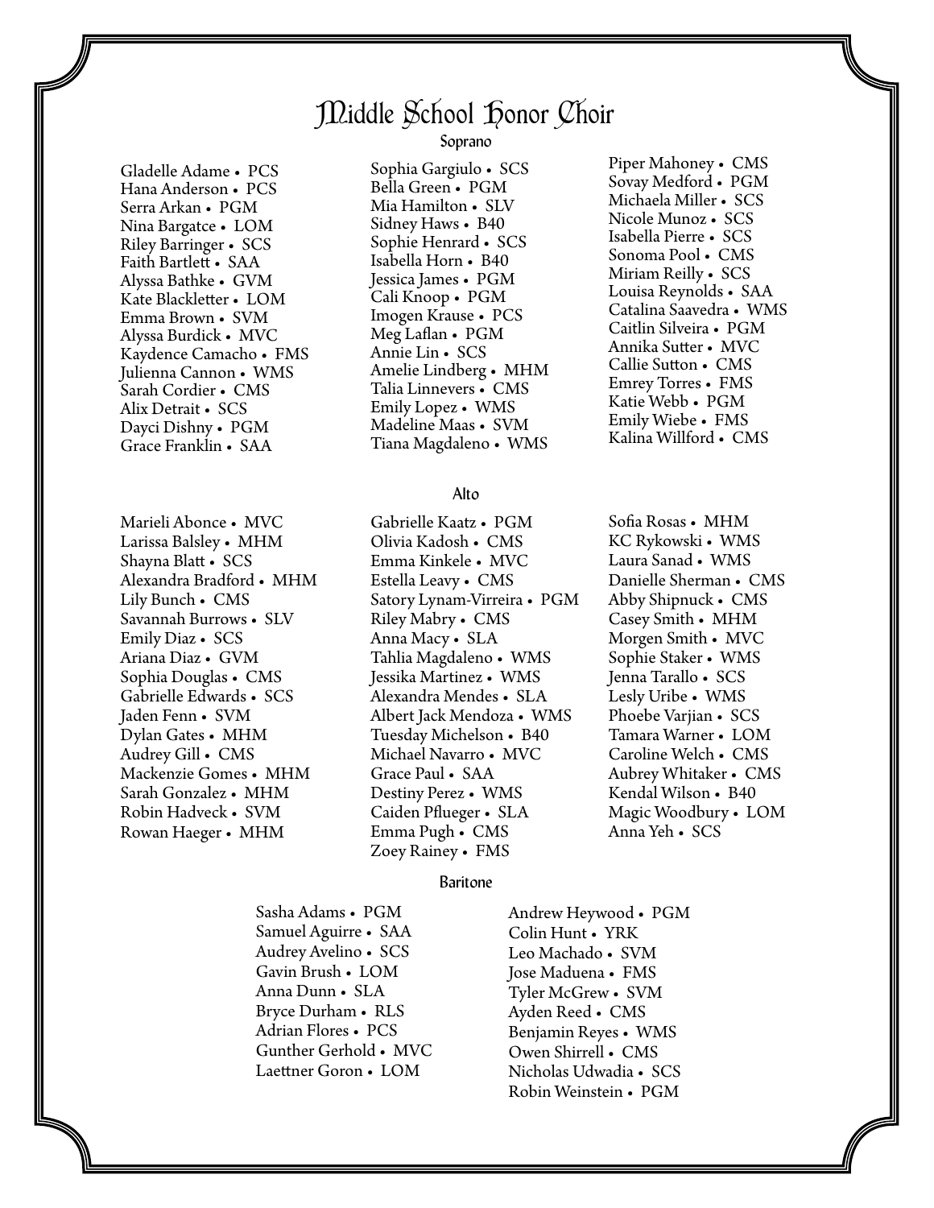# Middle School Honor Choir

## Soprano

Gladelle Adame • PCS
Hana Anderson • PCS
Serra Arkan • PGM
Nina Bargatce • LOM
Riley Barringer • SCS
Faith Bartlett • SAA
Alyssa Bathke • GVM
Kate Blackletter • LOM
Emma Brown • SVM
Alyssa Burdick • MVC
Kaydence Camacho • FMS
Julienna Cannon • WMS
Sarah Cordier • CMS
Alix Detrait • SCS
Dayci Dishny • PGM
Grace Franklin • SAA
Sophia Gargiulo • SCS
Bella Green • PGM
Mia Hamilton • SLV
Sidney Haws • B40
Sophie Henrard • SCS
Isabella Horn • B40
Jessica James • PGM
Cali Knoop • PGM
Imogen Krause • PCS
Meg Laflan • PGM
Annie Lin • SCS
Amelie Lindberg • MHM
Talia Linnevers • CMS
Emily Lopez • WMS
Madeline Maas • SVM
Tiana Magdaleno • WMS
Piper Mahoney • CMS
Sovay Medford • PGM
Michaela Miller • SCS
Nicole Munoz • SCS
Isabella Pierre • SCS
Sonoma Pool • CMS
Miriam Reilly • SCS
Louisa Reynolds • SAA
Catalina Saavedra • WMS
Caitlin Silveira • PGM
Annika Sutter • MVC
Callie Sutton • CMS
Emrey Torres • FMS
Katie Webb • PGM
Emily Wiebe • FMS
Kalina Willford • CMS

## Alto

Marieli Abonce • MVC
Larissa Balsley • MHM
Shayna Blatt • SCS
Alexandra Bradford • MHM
Lily Bunch • CMS
Savannah Burrows • SLV
Emily Diaz • SCS
Ariana Diaz • GVM
Sophia Douglas • CMS
Gabrielle Edwards • SCS
Jaden Fenn • SVM
Dylan Gates • MHM
Audrey Gill • CMS
Mackenzie Gomes • MHM
Sarah Gonzalez • MHM
Robin Hadveck • SVM
Rowan Haeger • MHM
Gabrielle Kaatz • PGM
Olivia Kadosh • CMS
Emma Kinkele • MVC
Estella Leavy • CMS
Satory Lynam-Virreira • PGM
Riley Mabry • CMS
Anna Macy • SLA
Tahlia Magdaleno • WMS
Jessika Martinez • WMS
Alexandra Mendes • SLA
Albert Jack Mendoza • WMS
Tuesday Michelson • B40
Michael Navarro • MVC
Grace Paul • SAA
Destiny Perez • WMS
Caiden Pflueger • SLA
Emma Pugh • CMS
Zoey Rainey • FMS
Sofia Rosas • MHM
KC Rykowski • WMS
Laura Sanad • WMS
Danielle Sherman • CMS
Abby Shipnuck • CMS
Casey Smith • MHM
Morgen Smith • MVC
Sophie Staker • WMS
Jenna Tarallo • SCS
Lesly Uribe • WMS
Phoebe Varjian • SCS
Tamara Warner • LOM
Caroline Welch • CMS
Aubrey Whitaker • CMS
Kendal Wilson • B40
Magic Woodbury • LOM
Anna Yeh • SCS

## Baritone

Sasha Adams • PGM
Samuel Aguirre • SAA
Audrey Avelino • SCS
Gavin Brush • LOM
Anna Dunn • SLA
Bryce Durham • RLS
Adrian Flores • PCS
Gunther Gerhold • MVC
Laettner Goron • LOM
Andrew Heywood • PGM
Colin Hunt • YRK
Leo Machado • SVM
Jose Maduena • FMS
Tyler McGrew • SVM
Ayden Reed • CMS
Benjamin Reyes • WMS
Owen Shirrell • CMS
Nicholas Udwadia • SCS
Robin Weinstein • PGM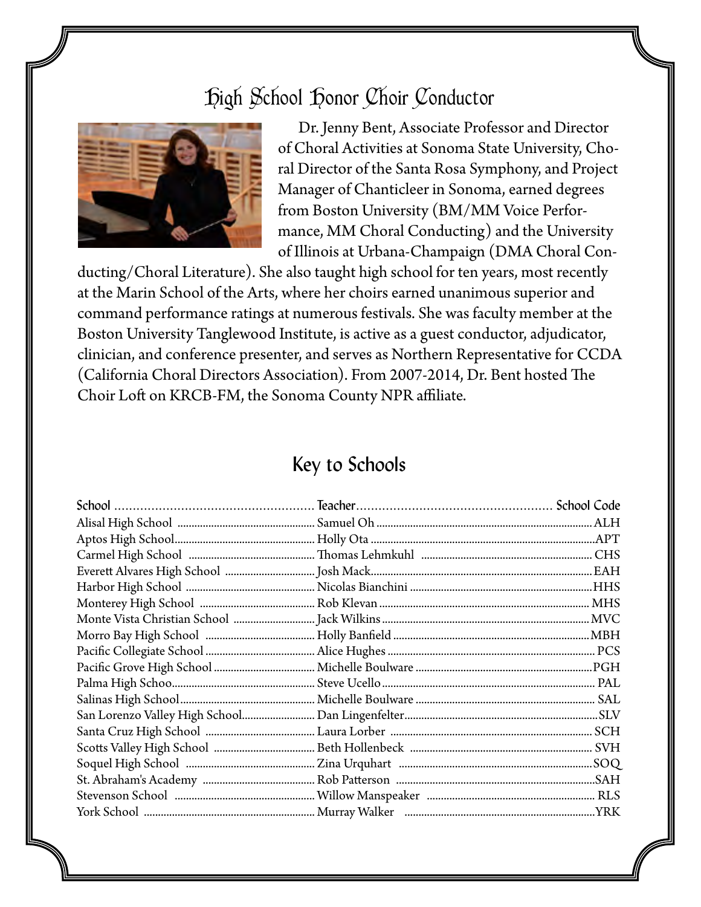## High School Honor Choir Conductor

Dr. Jenny Bent, Associate Professor and Director of Choral Activities at Sonoma State University, Choral Director of the Santa Rosa Symphony, and Project Manager of Chanticleer in Sonoma, earned degrees from Boston University (BM/MM Voice Performance, MM Choral Conducting) and the University of Illinois at Urbana-Champaign (DMA Choral Conducting/Choral Literature). She also taught high school for ten years, most recently at the Marin School of the Arts, where her choirs earned unanimous superior and command performance ratings at numerous festivals. She was faculty member at the Boston University Tanglewood Institute, is active as a guest conductor, adjudicator, clinician, and conference presenter, and serves as Northern Representative for CCDA (California Choral Directors Association). From 2007-2014, Dr. Bent hosted The Choir Loft on KRCB-FM, the Sonoma County NPR affiliate.

## Key to Schools

| School | Teacher | School Code |
|---|---|---|
| Alisal High School | Samuel Oh | ALH |
| Aptos High School | Holly Ota | APT |
| Carmel High School | Thomas Lehmkuhl | CHS |
| Everett Alvares High School | Josh Mack | EAH |
| Harbor High School | Nicolas Bianchini | HHS |
| Monterey High School | Rob Klevan | MHS |
| Monte Vista Christian School | Jack Wilkins | MVC |
| Morro Bay High School | Holly Banfield | MBH |
| Pacific Collegiate School | Alice Hughes | PCS |
| Pacific Grove High School | Michelle Boulware | PGH |
| Palma High Schoo | Steve Ucello | PAL |
| Salinas High School | Michelle Boulware | SAL |
| San Lorenzo Valley High School | Dan Lingenfelter | SLV |
| Santa Cruz High School | Laura Lorber | SCH |
| Scotts Valley High School | Beth Hollenbeck | SVH |
| Soquel High School | Zina Urquhart | SOQ |
| St. Abraham's Academy | Rob Patterson | SAH |
| Stevenson School | Willow Manspeaker | RLS |
| York School | Murray Walker | YRK |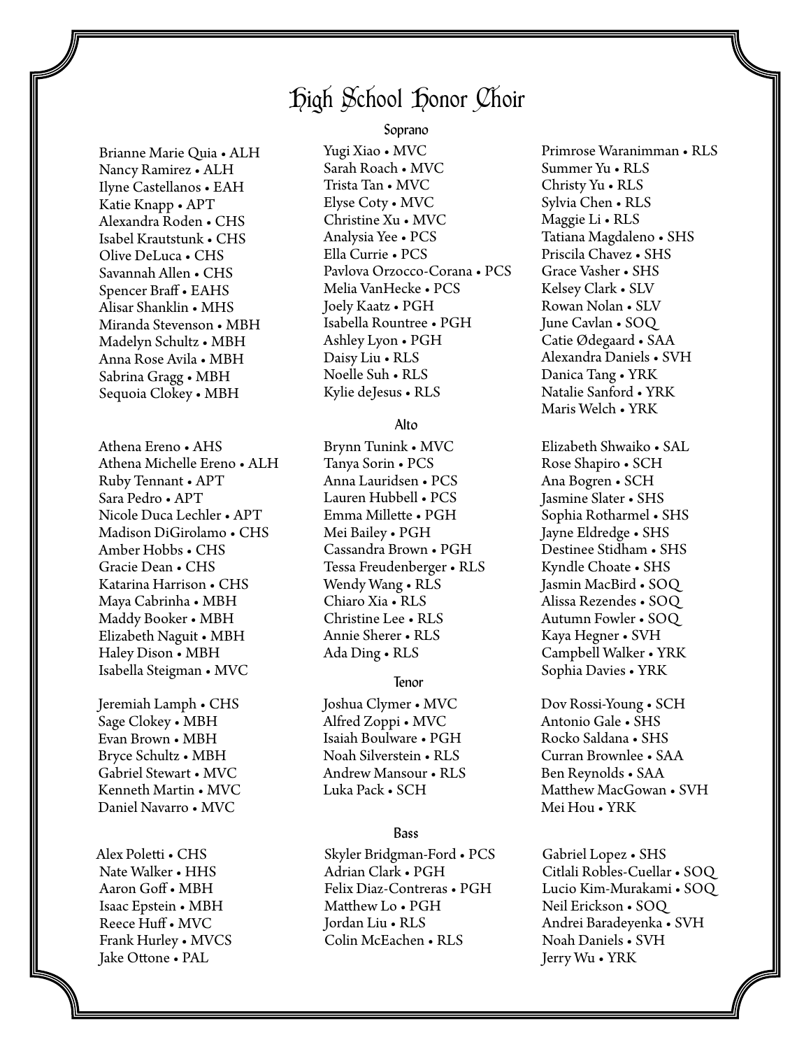# High School Honor Choir

## Soprano

Brianne Marie Quia • ALH
Nancy Ramirez • ALH
Ilyne Castellanos • EAH
Katie Knapp • APT
Alexandra Roden • CHS
Isabel Krautstunk • CHS
Olive DeLuca • CHS
Savannah Allen • CHS
Spencer Braff • EAHS
Alisar Shanklin • MHS
Miranda Stevenson • MBH
Madelyn Schultz • MBH
Anna Rose Avila • MBH
Sabrina Gragg • MBH
Sequoia Clokey • MBH

Yugi Xiao • MVC
Sarah Roach • MVC
Trista Tan • MVC
Elyse Coty • MVC
Christine Xu • MVC
Analysia Yee • PCS
Ella Currie • PCS
Pavlova Orzocco-Corana • PCS
Melia VanHecke • PCS
Joely Kaatz • PGH
Isabella Rountree • PGH
Ashley Lyon • PGH
Daisy Liu • RLS
Noelle Suh • RLS
Kylie deJesus • RLS

Primrose Waranimman • RLS
Summer Yu • RLS
Christy Yu • RLS
Sylvia Chen • RLS
Maggie Li • RLS
Tatiana Magdaleno • SHS
Priscila Chavez • SHS
Grace Vasher • SHS
Kelsey Clark • SLV
Rowan Nolan • SLV
June Cavlan • SOQ
Catie Ødegaard • SAA
Alexandra Daniels • SVH
Danica Tang • YRK
Natalie Sanford • YRK
Maris Welch • YRK

## Alto

Athena Ereno • AHS
Athena Michelle Ereno • ALH
Ruby Tennant • APT
Sara Pedro • APT
Nicole Duca Lechler • APT
Madison DiGirolamo • CHS
Amber Hobbs • CHS
Gracie Dean • CHS
Katarina Harrison • CHS
Maya Cabrinha • MBH
Maddy Booker • MBH
Elizabeth Naguit • MBH
Haley Dison • MBH
Isabella Steigman • MVC

Brynn Tunink • MVC
Tanya Sorin • PCS
Anna Lauridsen • PCS
Lauren Hubbell • PCS
Emma Millette • PGH
Mei Bailey • PGH
Cassandra Brown • PGH
Tessa Freudenberger • RLS
Wendy Wang • RLS
Chiaro Xia • RLS
Christine Lee • RLS
Annie Sherer • RLS
Ada Ding • RLS

Elizabeth Shwaiko • SAL
Rose Shapiro • SCH
Ana Bogren • SCH
Jasmine Slater • SHS
Sophia Rotharmel • SHS
Jayne Eldredge • SHS
Destinee Stidham • SHS
Kyndle Choate • SHS
Jasmin MacBird • SOQ
Alissa Rezendes • SOQ
Autumn Fowler • SOQ
Kaya Hegner • SVH
Campbell Walker • YRK
Sophia Davies • YRK

## Tenor

Jeremiah Lamph • CHS
Sage Clokey • MBH
Evan Brown • MBH
Bryce Schultz • MBH
Gabriel Stewart • MVC
Kenneth Martin • MVC
Daniel Navarro • MVC

Joshua Clymer • MVC
Alfred Zoppi • MVC
Isaiah Boulware • PGH
Noah Silverstein • RLS
Andrew Mansour • RLS
Luka Pack • SCH

Dov Rossi-Young • SCH
Antonio Gale • SHS
Rocko Saldana • SHS
Curran Brownlee • SAA
Ben Reynolds • SAA
Matthew MacGowan • SVH
Mei Hou • YRK

## Bass

Alex Poletti • CHS
Nate Walker • HHS
Aaron Goff • MBH
Isaac Epstein • MBH
Reece Huff • MVC
Frank Hurley • MVCS
Jake Ottone • PAL

Skyler Bridgman-Ford • PCS
Adrian Clark • PGH
Felix Diaz-Contreras • PGH
Matthew Lo • PGH
Jordan Liu • RLS
Colin McEachen • RLS

Gabriel Lopez • SHS
Citlali Robles-Cuellar • SOQ
Lucio Kim-Murakami • SOQ
Neil Erickson • SOQ
Andrei Baradeyenka • SVH
Noah Daniels • SVH
Jerry Wu • YRK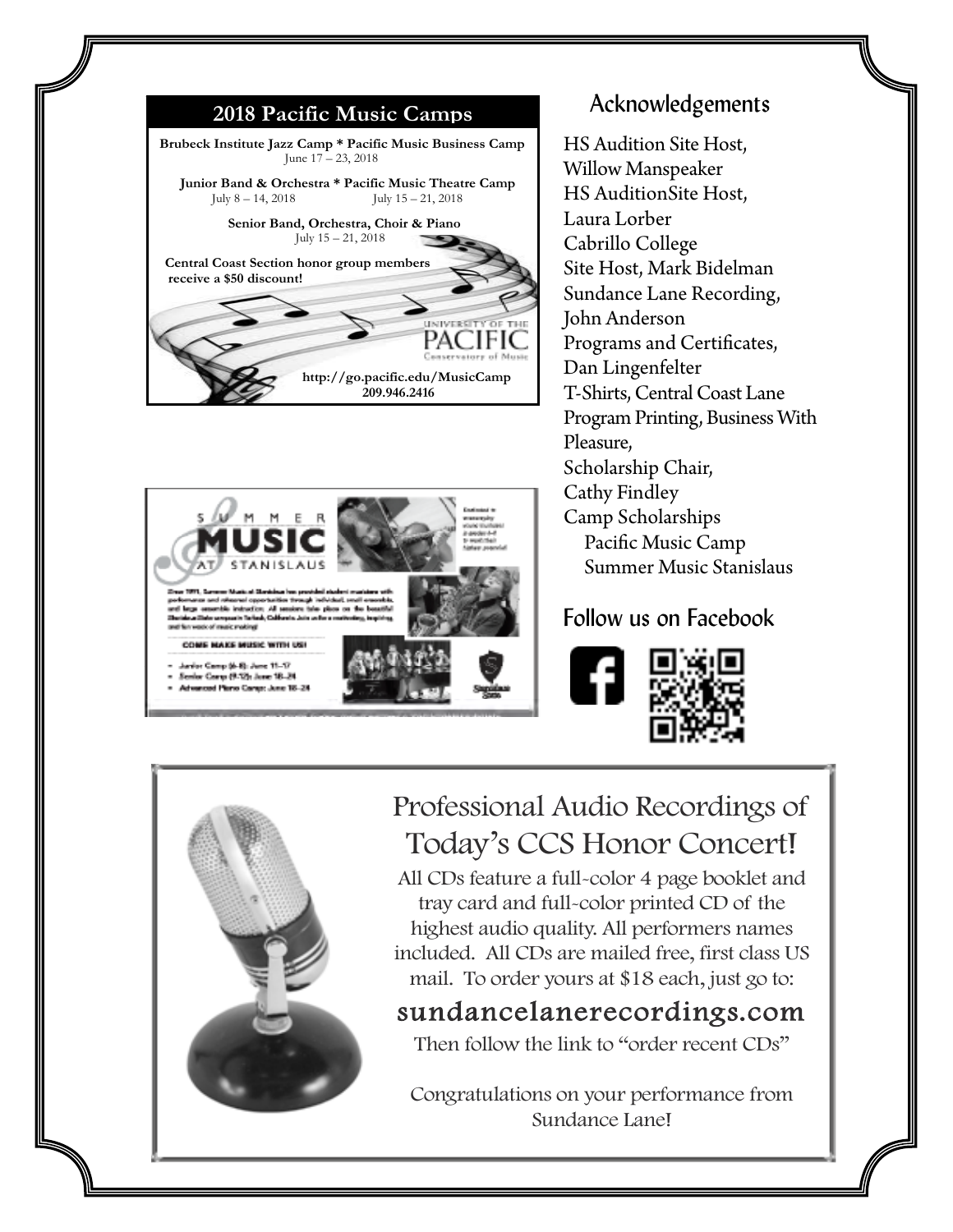## 2018 Pacific Music Camps

**Brubeck Institute Jazz Camp * Pacific Music Business Camp**
June 17 – 23, 2018

**Junior Band & Orchestra * Pacific Music Theatre Camp**
July 8 – 14, 2018 July 15 – 21, 2018

**Senior Band, Orchestra, Choir & Piano**
July 15 – 21, 2018

**Central Coast Section honor group members receive a $50 discount!**

UNIVERSITY OF THE PACIFIC Conservatory of Music

**http://go.pacific.edu/MusicCamp**
**209.946.2416**

## Acknowledgements

HS Audition Site Host, Willow Manspeaker
HS AuditionSite Host, Laura Lorber
Cabrillo College Site Host, Mark Bidelman
Sundance Lane Recording, John Anderson
Programs and Certificates, Dan Lingenfelter
T-Shirts, Central Coast Lane
Program Printing, Business With Pleasure,
Scholarship Chair, Cathy Findley
Camp Scholarships
- Pacific Music Camp
- Summer Music Stanislaus

## SUMMER MUSIC AT STANISLAUS

COME MAKE MUSIC WITH US!

- Junior Camp (6-8): June 11–17
- Senior Camp (9-12): June 18–24
- Advanced Piano Camp: June 18–24

## Follow us on Facebook

## Professional Audio Recordings of Today's CCS Honor Concert!

All CDs feature a full-color 4 page booklet and tray card and full-color printed CD of the highest audio quality. All performers names included. All CDs are mailed free, first class US mail. To order yours at $18 each, just go to:

**sundancelanerecordings.com**

Then follow the link to "order recent CDs"

Congratulations on your performance from Sundance Lane!